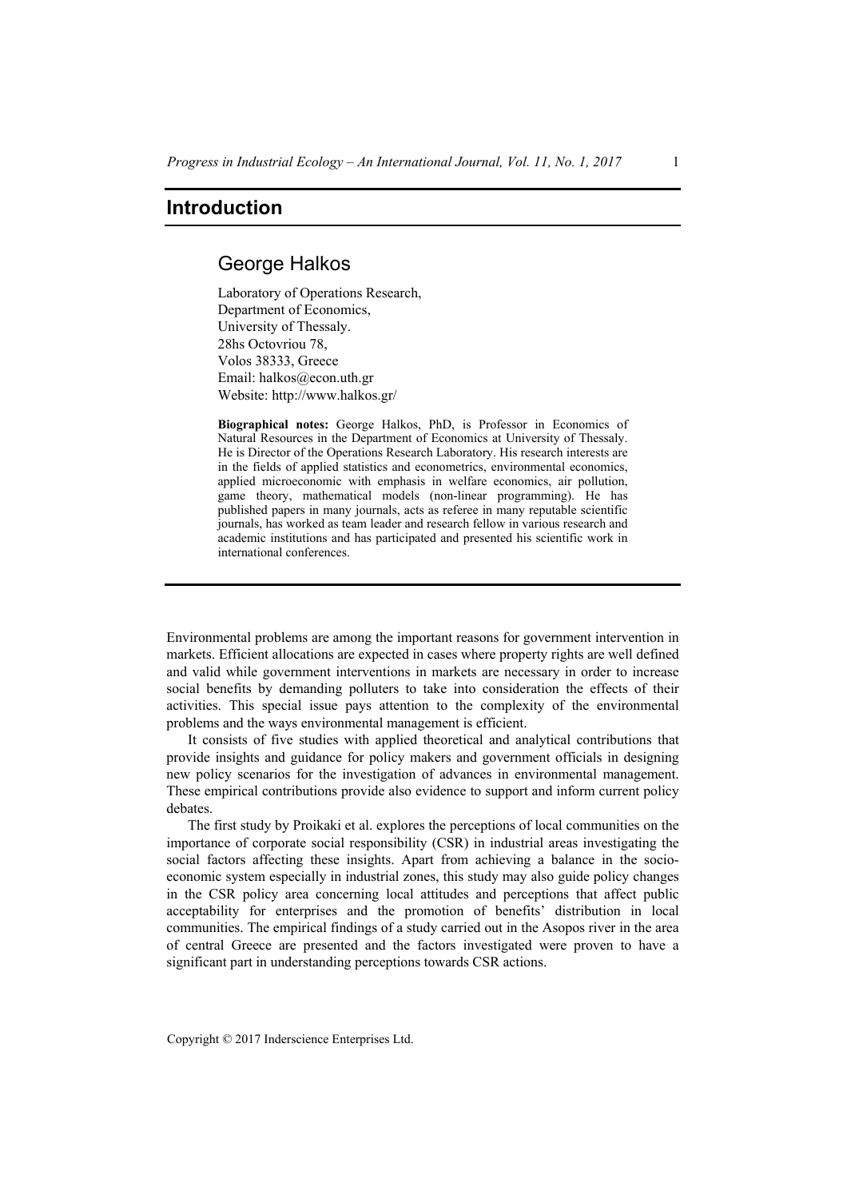# Introduction

## George Halkos

Laboratory of Operations Research,
Department of Economics,
University of Thessaly.
28hs Octovriou 78,
Volos 38333, Greece
Email: halkos@econ.uth.gr
Website: http://www.halkos.gr/

**Biographical notes:** George Halkos, PhD, is Professor in Economics of Natural Resources in the Department of Economics at University of Thessaly. He is Director of the Operations Research Laboratory. His research interests are in the fields of applied statistics and econometrics, environmental economics, applied microeconomic with emphasis in welfare economics, air pollution, game theory, mathematical models (non-linear programming). He has published papers in many journals, acts as referee in many reputable scientific journals, has worked as team leader and research fellow in various research and academic institutions and has participated and presented his scientific work in international conferences.

Environmental problems are among the important reasons for government intervention in markets. Efficient allocations are expected in cases where property rights are well defined and valid while government interventions in markets are necessary in order to increase social benefits by demanding polluters to take into consideration the effects of their activities. This special issue pays attention to the complexity of the environmental problems and the ways environmental management is efficient.

It consists of five studies with applied theoretical and analytical contributions that provide insights and guidance for policy makers and government officials in designing new policy scenarios for the investigation of advances in environmental management. These empirical contributions provide also evidence to support and inform current policy debates.

The first study by Proikaki et al. explores the perceptions of local communities on the importance of corporate social responsibility (CSR) in industrial areas investigating the social factors affecting these insights. Apart from achieving a balance in the socio-economic system especially in industrial zones, this study may also guide policy changes in the CSR policy area concerning local attitudes and perceptions that affect public acceptability for enterprises and the promotion of benefits' distribution in local communities. The empirical findings of a study carried out in the Asopos river in the area of central Greece are presented and the factors investigated were proven to have a significant part in understanding perceptions towards CSR actions.

Copyright © 2017 Inderscience Enterprises Ltd.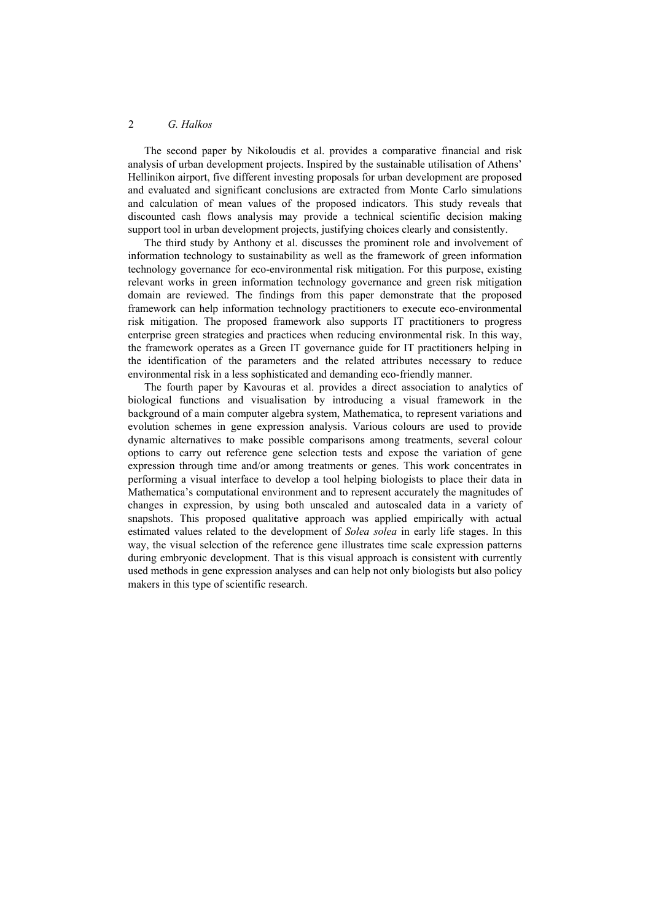The second paper by Nikoloudis et al. provides a comparative financial and risk analysis of urban development projects. Inspired by the sustainable utilisation of Athens' Hellinikon airport, five different investing proposals for urban development are proposed and evaluated and significant conclusions are extracted from Monte Carlo simulations and calculation of mean values of the proposed indicators. This study reveals that discounted cash flows analysis may provide a technical scientific decision making support tool in urban development projects, justifying choices clearly and consistently.

The third study by Anthony et al. discusses the prominent role and involvement of information technology to sustainability as well as the framework of green information technology governance for eco-environmental risk mitigation. For this purpose, existing relevant works in green information technology governance and green risk mitigation domain are reviewed. The findings from this paper demonstrate that the proposed framework can help information technology practitioners to execute eco-environmental risk mitigation. The proposed framework also supports IT practitioners to progress enterprise green strategies and practices when reducing environmental risk. In this way, the framework operates as a Green IT governance guide for IT practitioners helping in the identification of the parameters and the related attributes necessary to reduce environmental risk in a less sophisticated and demanding eco-friendly manner.

The fourth paper by Kavouras et al. provides a direct association to analytics of biological functions and visualisation by introducing a visual framework in the background of a main computer algebra system, Mathematica, to represent variations and evolution schemes in gene expression analysis. Various colours are used to provide dynamic alternatives to make possible comparisons among treatments, several colour options to carry out reference gene selection tests and expose the variation of gene expression through time and/or among treatments or genes. This work concentrates in performing a visual interface to develop a tool helping biologists to place their data in Mathematica's computational environment and to represent accurately the magnitudes of changes in expression, by using both unscaled and autoscaled data in a variety of snapshots. This proposed qualitative approach was applied empirically with actual estimated values related to the development of *Solea solea* in early life stages. In this way, the visual selection of the reference gene illustrates time scale expression patterns during embryonic development. That is this visual approach is consistent with currently used methods in gene expression analyses and can help not only biologists but also policy makers in this type of scientific research.